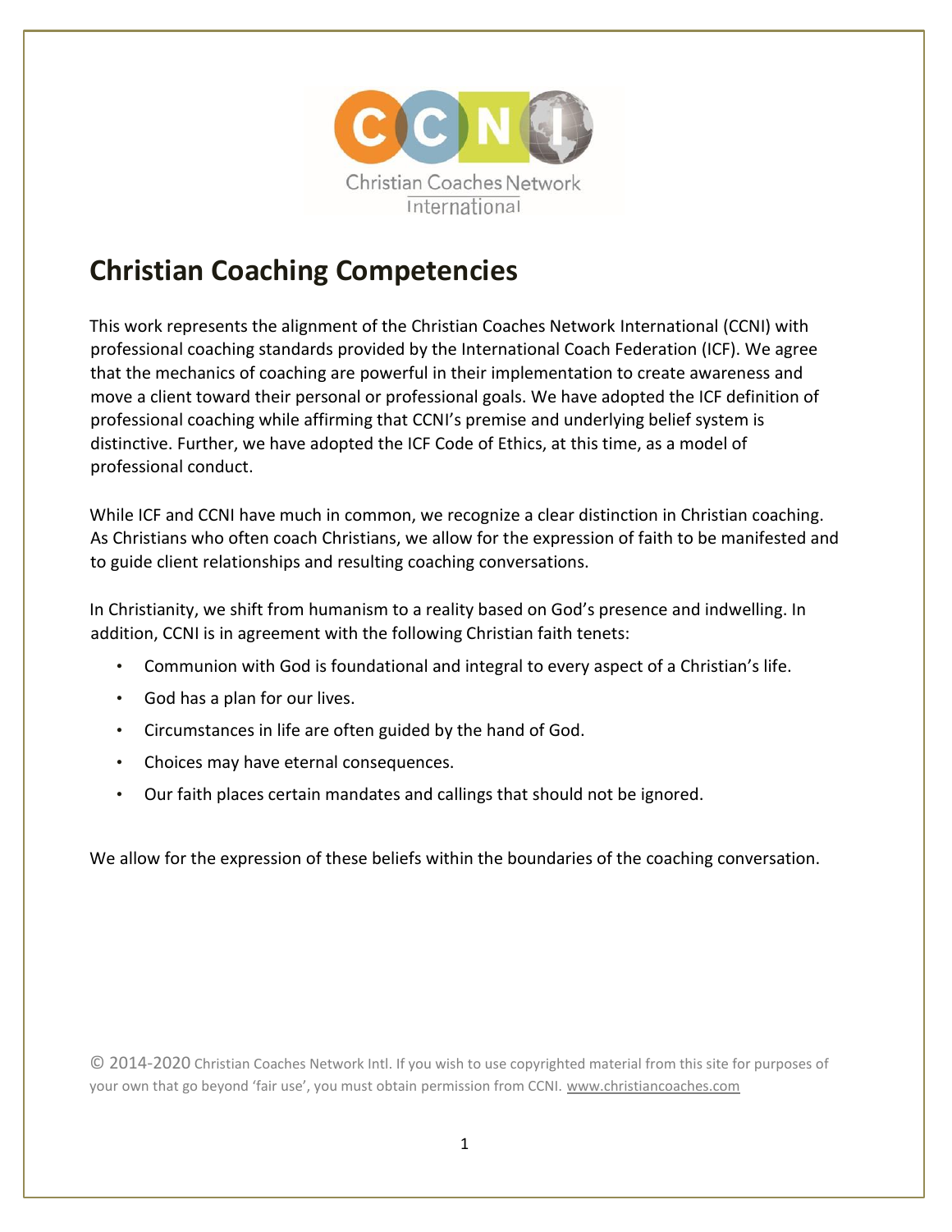# Christian Coaching Competencies

This work represents the alignment of the Christian Coaches Network International (CCNI) with professional coaching standards provided by the International Coach Federation (ICF). We agree that the mechanics of coaching are powerful in their implementation to create awareness and move a client toward their personal or professional goals. We have adopted the ICF definition of professional coaching while affirming that CCNI's premise and underlying belief system is distinctive. Further, we have adopted the ICF Code of Ethics, at this time, as a model of professional conduct.

While ICF and CCNI have much in common, we recognize a clear distinction in Christian coaching. As Christians who often coach Christians, we allow for the expression of faith to be manifested and to guide client relationships and resulting coaching conversations.

In Christianity, we shift from humanism to a reality based on God's presence and indwelling. In addition, CCNI is in agreement with the following Christian faith tenets:

- Communion with God is foundational and integral to every aspect of a Christian's life.
- God has a plan for our lives.
- Circumstances in life are often guided by the hand of God.
- Choices may have eternal consequences.
- Our faith places certain mandates and callings that should not be ignored.

We allow for the expression of these beliefs within the boundaries of the coaching conversation.

© 2014-2020 Christian Coaches Network Intl. If you wish to use copyrighted material from this site for purposes of your own that go beyond 'fair use', you must obtain permission from CCNI. www.christiancoaches.com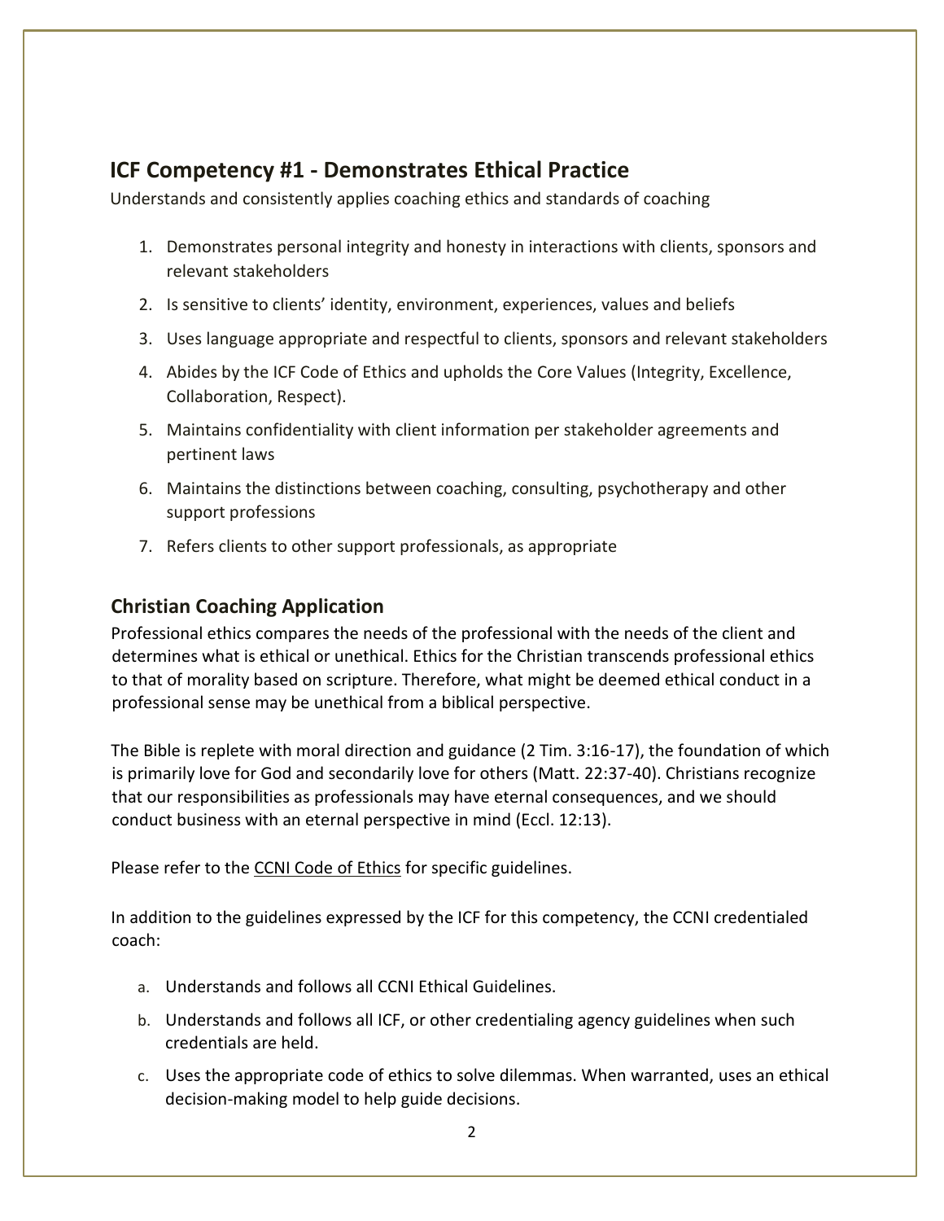## ICF Competency #1 - Demonstrates Ethical Practice

Understands and consistently applies coaching ethics and standards of coaching

1. Demonstrates personal integrity and honesty in interactions with clients, sponsors and relevant stakeholders
2. Is sensitive to clients' identity, environment, experiences, values and beliefs
3. Uses language appropriate and respectful to clients, sponsors and relevant stakeholders
4. Abides by the ICF Code of Ethics and upholds the Core Values (Integrity, Excellence, Collaboration, Respect).
5. Maintains confidentiality with client information per stakeholder agreements and pertinent laws
6. Maintains the distinctions between coaching, consulting, psychotherapy and other support professions
7. Refers clients to other support professionals, as appropriate

### Christian Coaching Application

Professional ethics compares the needs of the professional with the needs of the client and determines what is ethical or unethical. Ethics for the Christian transcends professional ethics to that of morality based on scripture. Therefore, what might be deemed ethical conduct in a professional sense may be unethical from a biblical perspective.

The Bible is replete with moral direction and guidance (2 Tim. 3:16-17), the foundation of which is primarily love for God and secondarily love for others (Matt. 22:37-40). Christians recognize that our responsibilities as professionals may have eternal consequences, and we should conduct business with an eternal perspective in mind (Eccl. 12:13).

Please refer to the CCNI Code of Ethics for specific guidelines.

In addition to the guidelines expressed by the ICF for this competency, the CCNI credentialed coach:

a. Understands and follows all CCNI Ethical Guidelines.
b. Understands and follows all ICF, or other credentialing agency guidelines when such credentials are held.
c. Uses the appropriate code of ethics to solve dilemmas. When warranted, uses an ethical decision-making model to help guide decisions.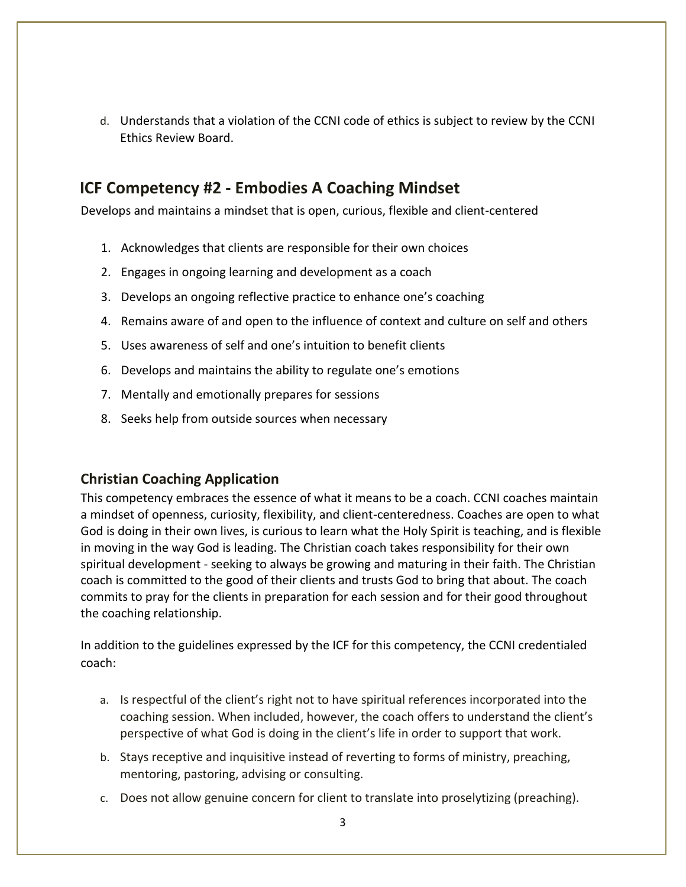d. Understands that a violation of the CCNI code of ethics is subject to review by the CCNI Ethics Review Board.

## ICF Competency #2 - Embodies A Coaching Mindset

Develops and maintains a mindset that is open, curious, flexible and client-centered

1. Acknowledges that clients are responsible for their own choices
2. Engages in ongoing learning and development as a coach
3. Develops an ongoing reflective practice to enhance one's coaching
4. Remains aware of and open to the influence of context and culture on self and others
5. Uses awareness of self and one's intuition to benefit clients
6. Develops and maintains the ability to regulate one's emotions
7. Mentally and emotionally prepares for sessions
8. Seeks help from outside sources when necessary

### Christian Coaching Application

This competency embraces the essence of what it means to be a coach. CCNI coaches maintain a mindset of openness, curiosity, flexibility, and client-centeredness. Coaches are open to what God is doing in their own lives, is curious to learn what the Holy Spirit is teaching, and is flexible in moving in the way God is leading. The Christian coach takes responsibility for their own spiritual development - seeking to always be growing and maturing in their faith. The Christian coach is committed to the good of their clients and trusts God to bring that about. The coach commits to pray for the clients in preparation for each session and for their good throughout the coaching relationship.

In addition to the guidelines expressed by the ICF for this competency, the CCNI credentialed coach:

a. Is respectful of the client's right not to have spiritual references incorporated into the coaching session. When included, however, the coach offers to understand the client's perspective of what God is doing in the client's life in order to support that work.

b. Stays receptive and inquisitive instead of reverting to forms of ministry, preaching, mentoring, pastoring, advising or consulting.

c. Does not allow genuine concern for client to translate into proselytizing (preaching).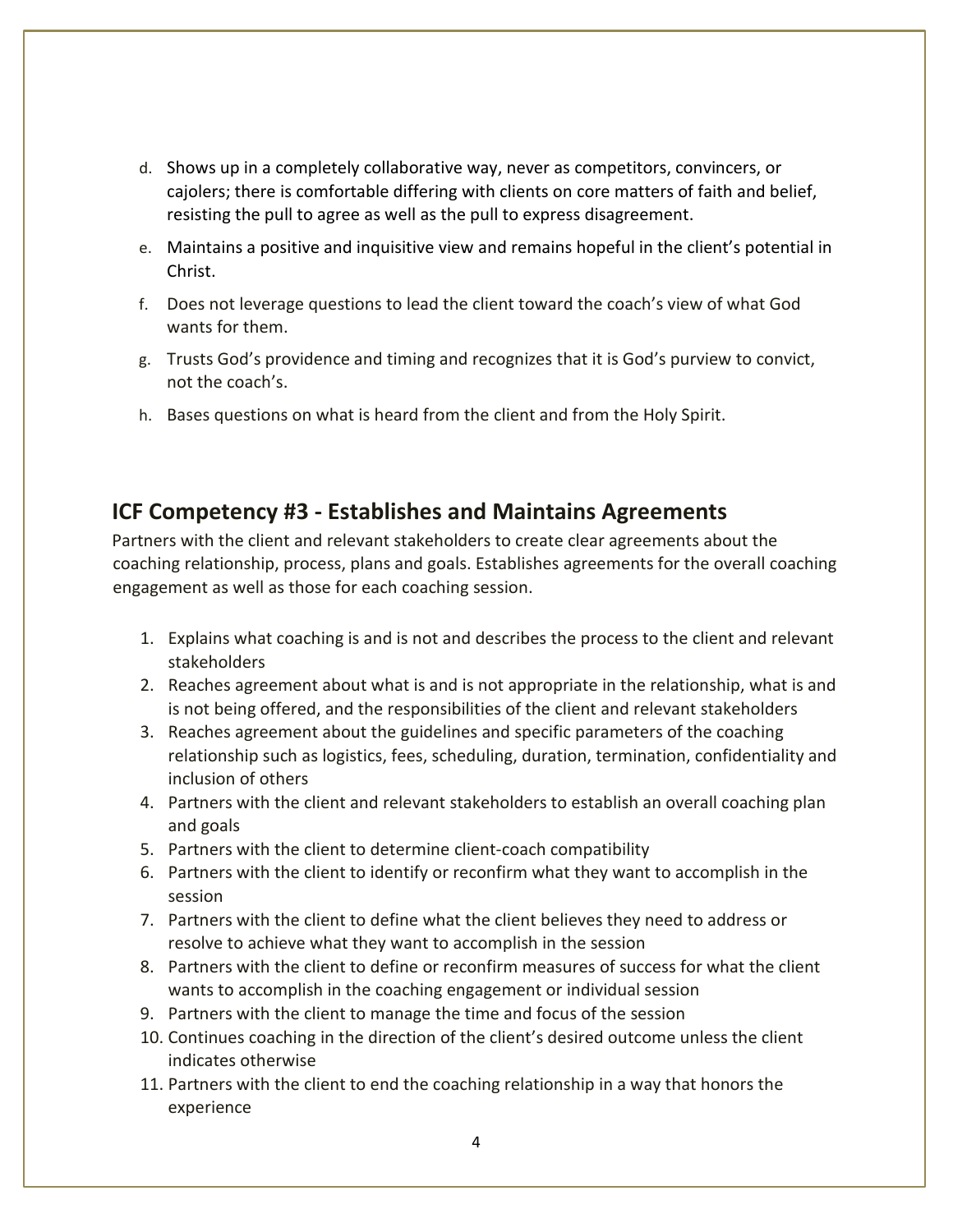d. Shows up in a completely collaborative way, never as competitors, convincers, or cajolers; there is comfortable differing with clients on core matters of faith and belief, resisting the pull to agree as well as the pull to express disagreement.

e. Maintains a positive and inquisitive view and remains hopeful in the client's potential in Christ.

f. Does not leverage questions to lead the client toward the coach's view of what God wants for them.

g. Trusts God's providence and timing and recognizes that it is God's purview to convict, not the coach's.

h. Bases questions on what is heard from the client and from the Holy Spirit.

## ICF Competency #3 - Establishes and Maintains Agreements

Partners with the client and relevant stakeholders to create clear agreements about the coaching relationship, process, plans and goals. Establishes agreements for the overall coaching engagement as well as those for each coaching session.

1. Explains what coaching is and is not and describes the process to the client and relevant stakeholders
2. Reaches agreement about what is and is not appropriate in the relationship, what is and is not being offered, and the responsibilities of the client and relevant stakeholders
3. Reaches agreement about the guidelines and specific parameters of the coaching relationship such as logistics, fees, scheduling, duration, termination, confidentiality and inclusion of others
4. Partners with the client and relevant stakeholders to establish an overall coaching plan and goals
5. Partners with the client to determine client-coach compatibility
6. Partners with the client to identify or reconfirm what they want to accomplish in the session
7. Partners with the client to define what the client believes they need to address or resolve to achieve what they want to accomplish in the session
8. Partners with the client to define or reconfirm measures of success for what the client wants to accomplish in the coaching engagement or individual session
9. Partners with the client to manage the time and focus of the session
10. Continues coaching in the direction of the client's desired outcome unless the client indicates otherwise
11. Partners with the client to end the coaching relationship in a way that honors the experience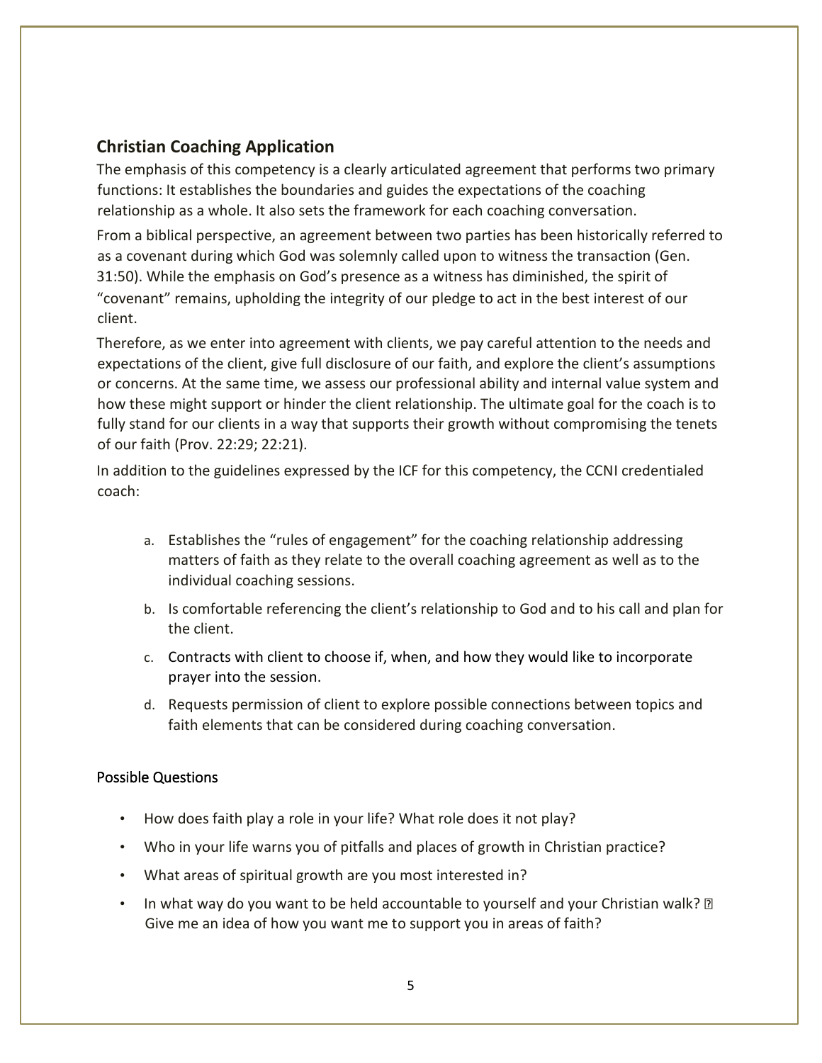## Christian Coaching Application

The emphasis of this competency is a clearly articulated agreement that performs two primary functions: It establishes the boundaries and guides the expectations of the coaching relationship as a whole. It also sets the framework for each coaching conversation.

From a biblical perspective, an agreement between two parties has been historically referred to as a covenant during which God was solemnly called upon to witness the transaction (Gen. 31:50). While the emphasis on God's presence as a witness has diminished, the spirit of "covenant" remains, upholding the integrity of our pledge to act in the best interest of our client.

Therefore, as we enter into agreement with clients, we pay careful attention to the needs and expectations of the client, give full disclosure of our faith, and explore the client's assumptions or concerns. At the same time, we assess our professional ability and internal value system and how these might support or hinder the client relationship. The ultimate goal for the coach is to fully stand for our clients in a way that supports their growth without compromising the tenets of our faith (Prov. 22:29; 22:21).

In addition to the guidelines expressed by the ICF for this competency, the CCNI credentialed coach:

a. Establishes the "rules of engagement" for the coaching relationship addressing matters of faith as they relate to the overall coaching agreement as well as to the individual coaching sessions.
b. Is comfortable referencing the client's relationship to God and to his call and plan for the client.
c. Contracts with client to choose if, when, and how they would like to incorporate prayer into the session.
d. Requests permission of client to explore possible connections between topics and faith elements that can be considered during coaching conversation.

### Possible Questions

- How does faith play a role in your life? What role does it not play?
- Who in your life warns you of pitfalls and places of growth in Christian practice?
- What areas of spiritual growth are you most interested in?
- In what way do you want to be held accountable to yourself and your Christian walk? Give me an idea of how you want me to support you in areas of faith?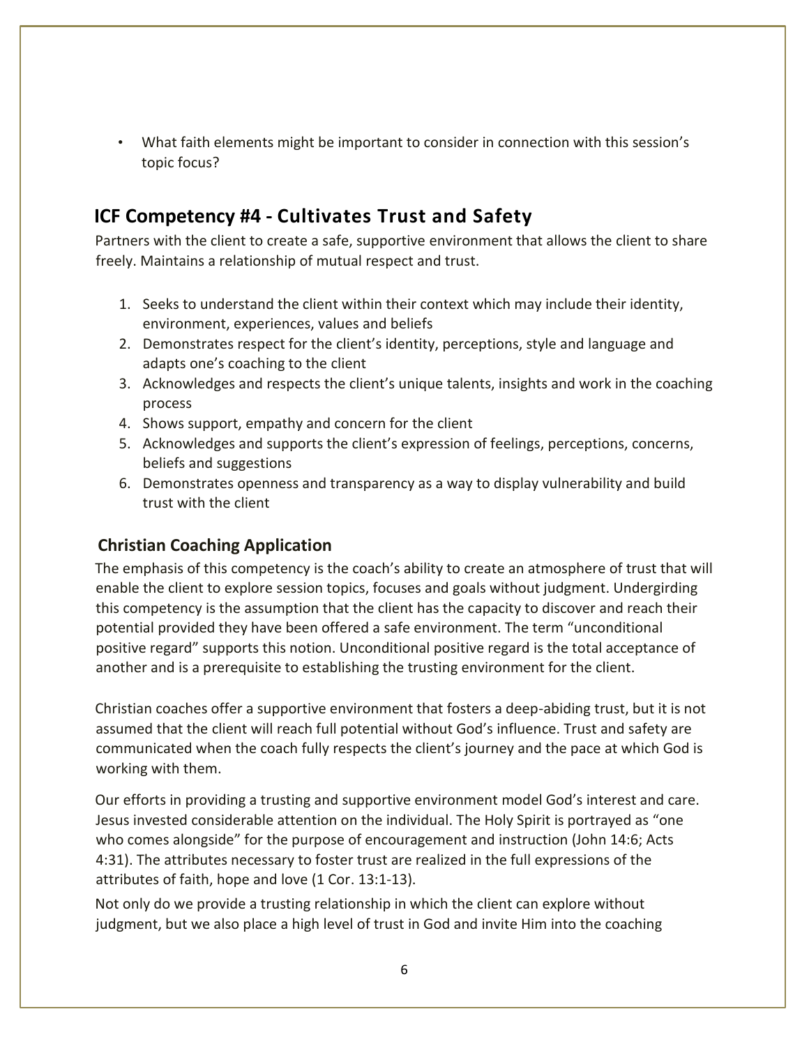- What faith elements might be important to consider in connection with this session's topic focus?

## ICF Competency #4 - Cultivates Trust and Safety

Partners with the client to create a safe, supportive environment that allows the client to share freely. Maintains a relationship of mutual respect and trust.

1. Seeks to understand the client within their context which may include their identity, environment, experiences, values and beliefs
2. Demonstrates respect for the client's identity, perceptions, style and language and adapts one's coaching to the client
3. Acknowledges and respects the client's unique talents, insights and work in the coaching process
4. Shows support, empathy and concern for the client
5. Acknowledges and supports the client's expression of feelings, perceptions, concerns, beliefs and suggestions
6. Demonstrates openness and transparency as a way to display vulnerability and build trust with the client

### Christian Coaching Application

The emphasis of this competency is the coach's ability to create an atmosphere of trust that will enable the client to explore session topics, focuses and goals without judgment. Undergirding this competency is the assumption that the client has the capacity to discover and reach their potential provided they have been offered a safe environment. The term "unconditional positive regard" supports this notion. Unconditional positive regard is the total acceptance of another and is a prerequisite to establishing the trusting environment for the client.

Christian coaches offer a supportive environment that fosters a deep-abiding trust, but it is not assumed that the client will reach full potential without God's influence. Trust and safety are communicated when the coach fully respects the client's journey and the pace at which God is working with them.

Our efforts in providing a trusting and supportive environment model God's interest and care. Jesus invested considerable attention on the individual. The Holy Spirit is portrayed as "one who comes alongside" for the purpose of encouragement and instruction (John 14:6; Acts 4:31). The attributes necessary to foster trust are realized in the full expressions of the attributes of faith, hope and love (1 Cor. 13:1-13).

Not only do we provide a trusting relationship in which the client can explore without judgment, but we also place a high level of trust in God and invite Him into the coaching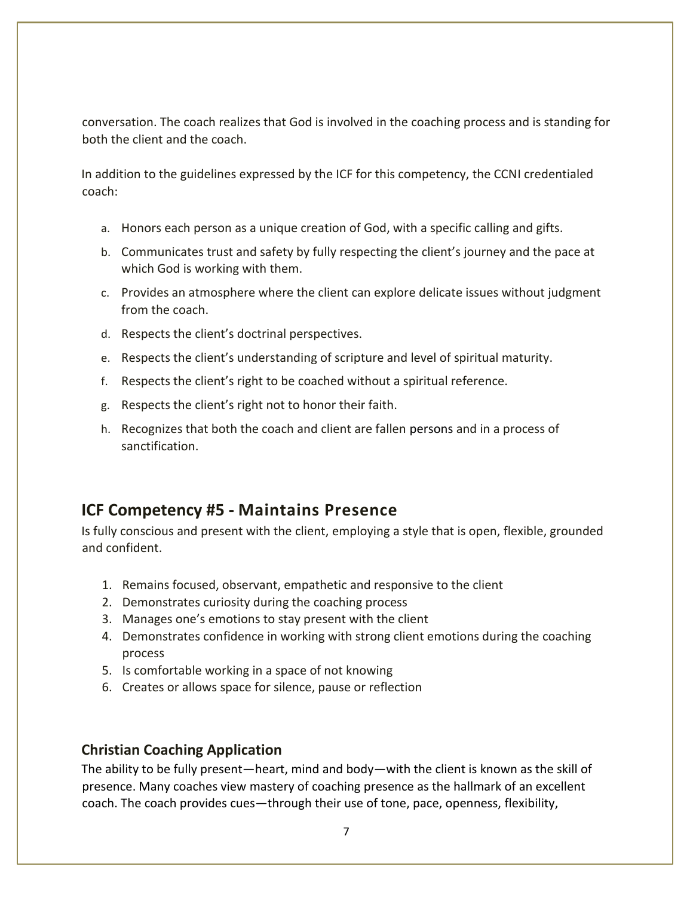conversation. The coach realizes that God is involved in the coaching process and is standing for both the client and the coach.

In addition to the guidelines expressed by the ICF for this competency, the CCNI credentialed coach:

a. Honors each person as a unique creation of God, with a specific calling and gifts.
b. Communicates trust and safety by fully respecting the client's journey and the pace at which God is working with them.
c. Provides an atmosphere where the client can explore delicate issues without judgment from the coach.
d. Respects the client's doctrinal perspectives.
e. Respects the client's understanding of scripture and level of spiritual maturity.
f. Respects the client's right to be coached without a spiritual reference.
g. Respects the client's right not to honor their faith.
h. Recognizes that both the coach and client are fallen persons and in a process of sanctification.

## ICF Competency #5 - Maintains Presence

Is fully conscious and present with the client, employing a style that is open, flexible, grounded and confident.

1. Remains focused, observant, empathetic and responsive to the client
2. Demonstrates curiosity during the coaching process
3. Manages one's emotions to stay present with the client
4. Demonstrates confidence in working with strong client emotions during the coaching process
5. Is comfortable working in a space of not knowing
6. Creates or allows space for silence, pause or reflection

### Christian Coaching Application

The ability to be fully present—heart, mind and body—with the client is known as the skill of presence. Many coaches view mastery of coaching presence as the hallmark of an excellent coach. The coach provides cues—through their use of tone, pace, openness, flexibility,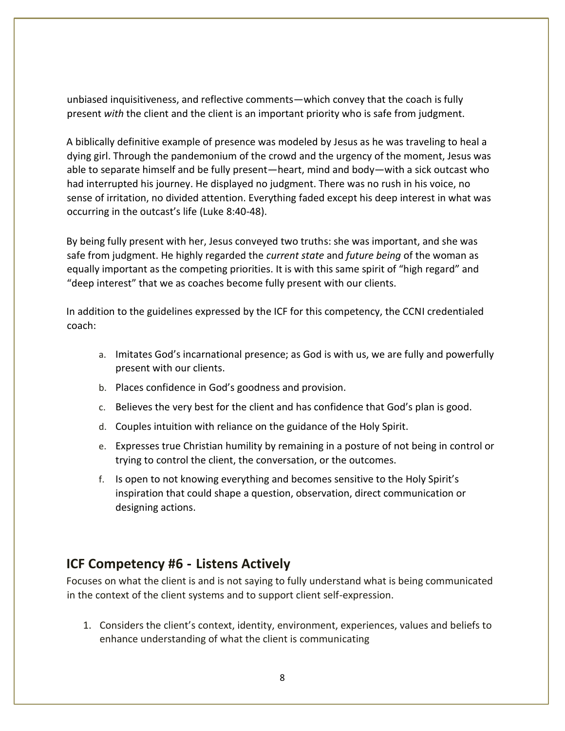unbiased inquisitiveness, and reflective comments—which convey that the coach is fully present *with* the client and the client is an important priority who is safe from judgment.

A biblically definitive example of presence was modeled by Jesus as he was traveling to heal a dying girl. Through the pandemonium of the crowd and the urgency of the moment, Jesus was able to separate himself and be fully present—heart, mind and body—with a sick outcast who had interrupted his journey. He displayed no judgment. There was no rush in his voice, no sense of irritation, no divided attention. Everything faded except his deep interest in what was occurring in the outcast's life (Luke 8:40-48).

By being fully present with her, Jesus conveyed two truths: she was important, and she was safe from judgment. He highly regarded the *current state* and *future being* of the woman as equally important as the competing priorities. It is with this same spirit of "high regard" and "deep interest" that we as coaches become fully present with our clients.

In addition to the guidelines expressed by the ICF for this competency, the CCNI credentialed coach:

a. Imitates God's incarnational presence; as God is with us, we are fully and powerfully present with our clients.
b. Places confidence in God's goodness and provision.
c. Believes the very best for the client and has confidence that God's plan is good.
d. Couples intuition with reliance on the guidance of the Holy Spirit.
e. Expresses true Christian humility by remaining in a posture of not being in control or trying to control the client, the conversation, or the outcomes.
f. Is open to not knowing everything and becomes sensitive to the Holy Spirit's inspiration that could shape a question, observation, direct communication or designing actions.

## ICF Competency #6 - Listens Actively

Focuses on what the client is and is not saying to fully understand what is being communicated in the context of the client systems and to support client self-expression.

1. Considers the client's context, identity, environment, experiences, values and beliefs to enhance understanding of what the client is communicating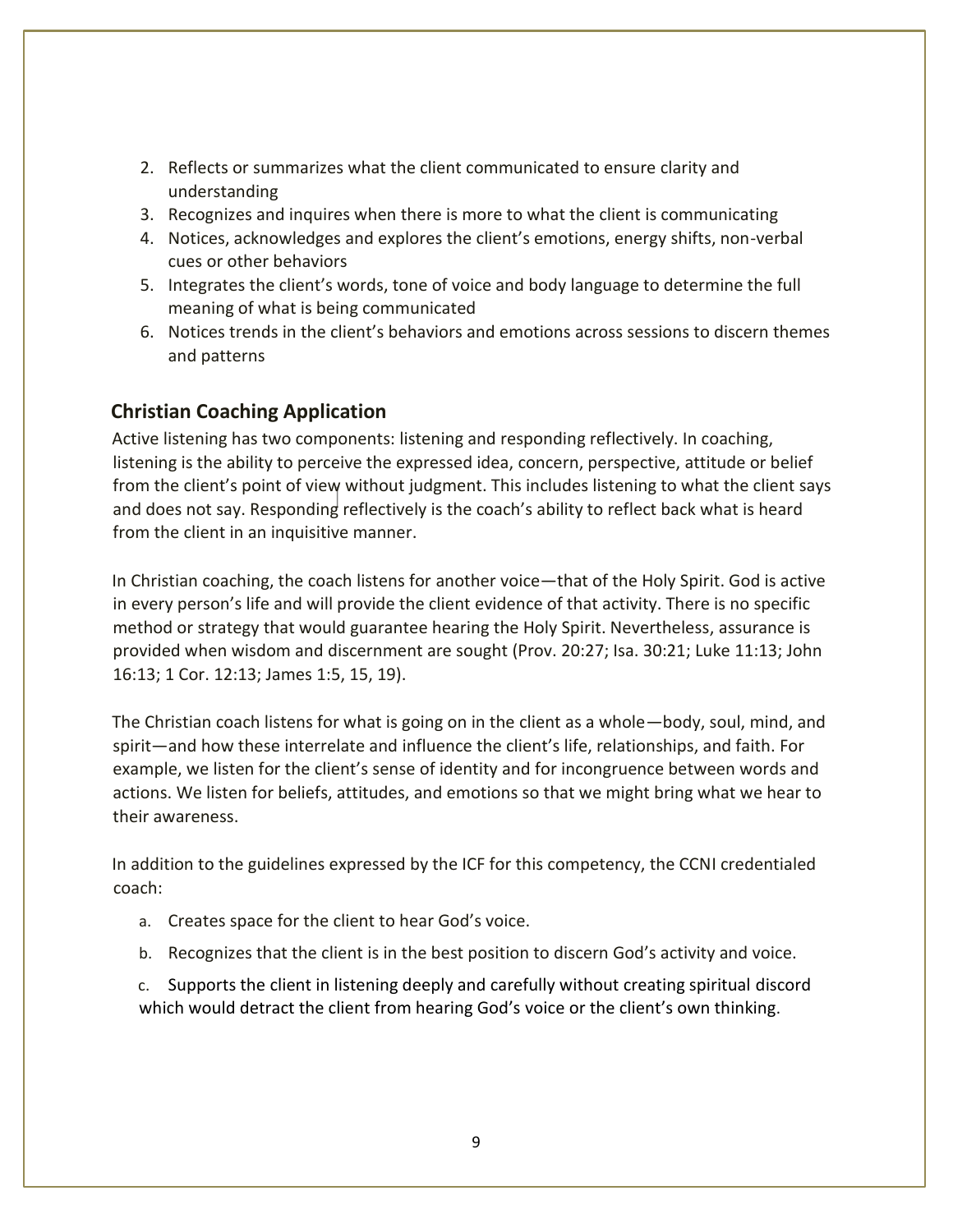2. Reflects or summarizes what the client communicated to ensure clarity and understanding
3. Recognizes and inquires when there is more to what the client is communicating
4. Notices, acknowledges and explores the client's emotions, energy shifts, non-verbal cues or other behaviors
5. Integrates the client's words, tone of voice and body language to determine the full meaning of what is being communicated
6. Notices trends in the client's behaviors and emotions across sessions to discern themes and patterns

## Christian Coaching Application

Active listening has two components: listening and responding reflectively. In coaching, listening is the ability to perceive the expressed idea, concern, perspective, attitude or belief from the client's point of view without judgment. This includes listening to what the client says and does not say. Responding reflectively is the coach's ability to reflect back what is heard from the client in an inquisitive manner.

In Christian coaching, the coach listens for another voice—that of the Holy Spirit. God is active in every person's life and will provide the client evidence of that activity. There is no specific method or strategy that would guarantee hearing the Holy Spirit. Nevertheless, assurance is provided when wisdom and discernment are sought (Prov. 20:27; Isa. 30:21; Luke 11:13; John 16:13; 1 Cor. 12:13; James 1:5, 15, 19).

The Christian coach listens for what is going on in the client as a whole—body, soul, mind, and spirit—and how these interrelate and influence the client's life, relationships, and faith. For example, we listen for the client's sense of identity and for incongruence between words and actions. We listen for beliefs, attitudes, and emotions so that we might bring what we hear to their awareness.

In addition to the guidelines expressed by the ICF for this competency, the CCNI credentialed coach:

a. Creates space for the client to hear God's voice.
b. Recognizes that the client is in the best position to discern God's activity and voice.
c. Supports the client in listening deeply and carefully without creating spiritual discord which would detract the client from hearing God's voice or the client's own thinking.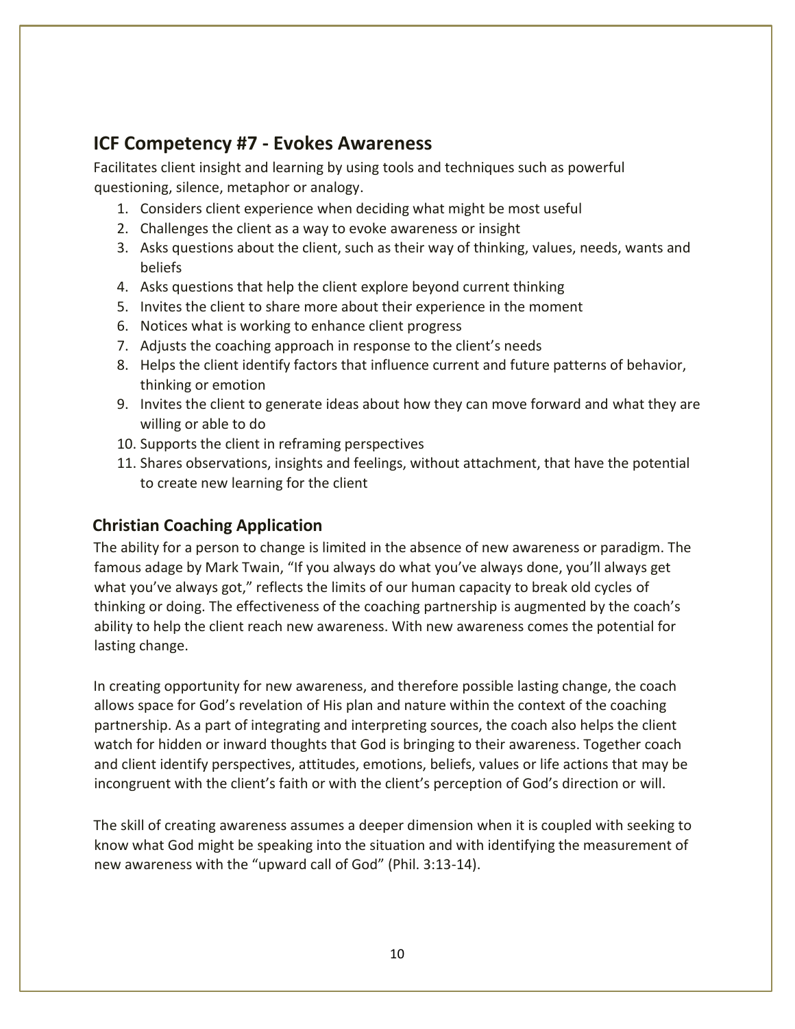## ICF Competency #7 - Evokes Awareness

Facilitates client insight and learning by using tools and techniques such as powerful questioning, silence, metaphor or analogy.

1. Considers client experience when deciding what might be most useful
2. Challenges the client as a way to evoke awareness or insight
3. Asks questions about the client, such as their way of thinking, values, needs, wants and beliefs
4. Asks questions that help the client explore beyond current thinking
5. Invites the client to share more about their experience in the moment
6. Notices what is working to enhance client progress
7. Adjusts the coaching approach in response to the client's needs
8. Helps the client identify factors that influence current and future patterns of behavior, thinking or emotion
9. Invites the client to generate ideas about how they can move forward and what they are willing or able to do
10. Supports the client in reframing perspectives
11. Shares observations, insights and feelings, without attachment, that have the potential to create new learning for the client

### Christian Coaching Application

The ability for a person to change is limited in the absence of new awareness or paradigm. The famous adage by Mark Twain, "If you always do what you've always done, you'll always get what you've always got," reflects the limits of our human capacity to break old cycles of thinking or doing. The effectiveness of the coaching partnership is augmented by the coach's ability to help the client reach new awareness. With new awareness comes the potential for lasting change.

In creating opportunity for new awareness, and therefore possible lasting change, the coach allows space for God's revelation of His plan and nature within the context of the coaching partnership. As a part of integrating and interpreting sources, the coach also helps the client watch for hidden or inward thoughts that God is bringing to their awareness. Together coach and client identify perspectives, attitudes, emotions, beliefs, values or life actions that may be incongruent with the client's faith or with the client's perception of God's direction or will.

The skill of creating awareness assumes a deeper dimension when it is coupled with seeking to know what God might be speaking into the situation and with identifying the measurement of new awareness with the "upward call of God" (Phil. 3:13-14).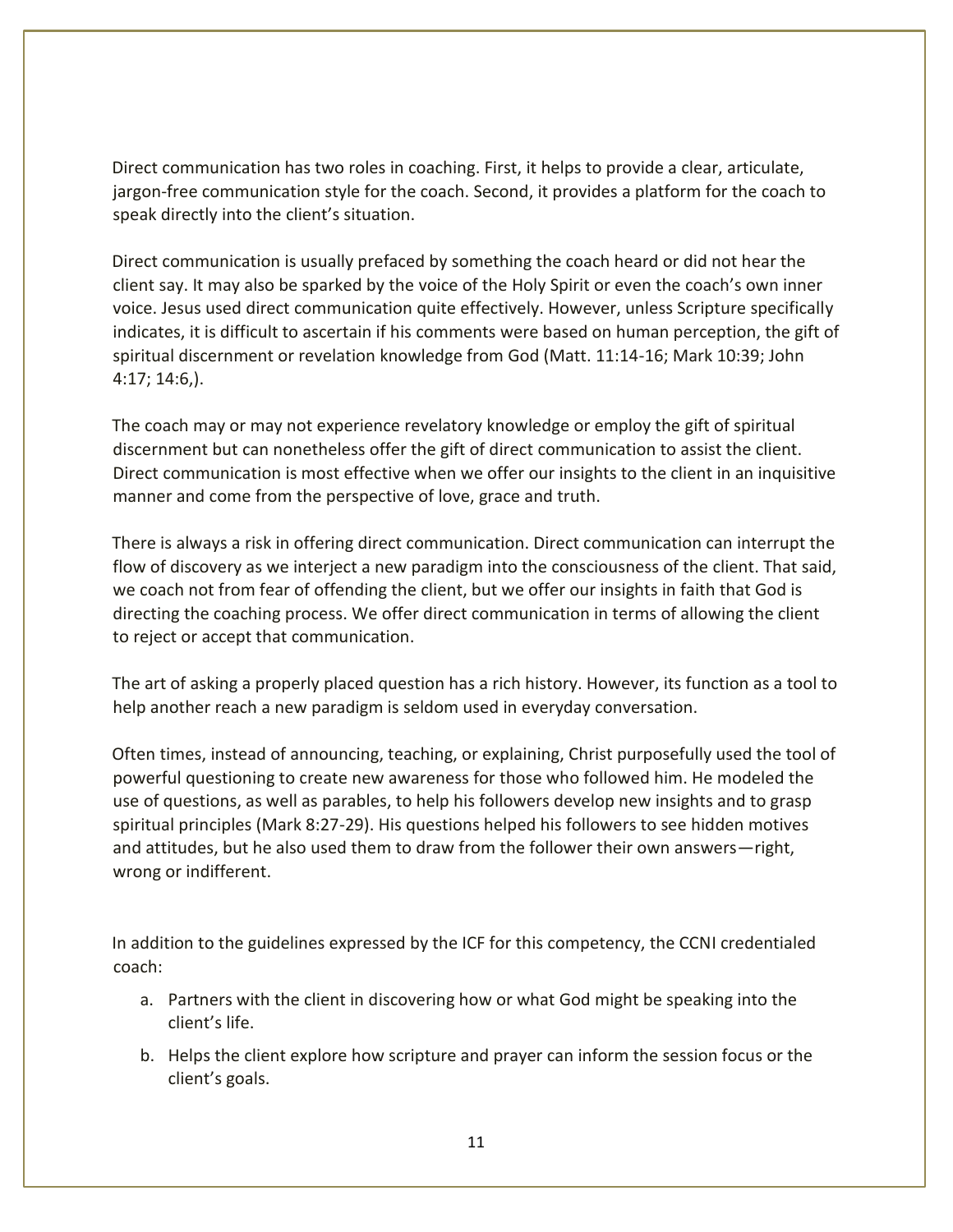Direct communication has two roles in coaching. First, it helps to provide a clear, articulate, jargon-free communication style for the coach. Second, it provides a platform for the coach to speak directly into the client's situation.

Direct communication is usually prefaced by something the coach heard or did not hear the client say. It may also be sparked by the voice of the Holy Spirit or even the coach's own inner voice. Jesus used direct communication quite effectively. However, unless Scripture specifically indicates, it is difficult to ascertain if his comments were based on human perception, the gift of spiritual discernment or revelation knowledge from God (Matt. 11:14-16; Mark 10:39; John 4:17; 14:6,).

The coach may or may not experience revelatory knowledge or employ the gift of spiritual discernment but can nonetheless offer the gift of direct communication to assist the client. Direct communication is most effective when we offer our insights to the client in an inquisitive manner and come from the perspective of love, grace and truth.

There is always a risk in offering direct communication. Direct communication can interrupt the flow of discovery as we interject a new paradigm into the consciousness of the client. That said, we coach not from fear of offending the client, but we offer our insights in faith that God is directing the coaching process. We offer direct communication in terms of allowing the client to reject or accept that communication.

The art of asking a properly placed question has a rich history. However, its function as a tool to help another reach a new paradigm is seldom used in everyday conversation.

Often times, instead of announcing, teaching, or explaining, Christ purposefully used the tool of powerful questioning to create new awareness for those who followed him. He modeled the use of questions, as well as parables, to help his followers develop new insights and to grasp spiritual principles (Mark 8:27-29). His questions helped his followers to see hidden motives and attitudes, but he also used them to draw from the follower their own answers—right, wrong or indifferent.

In addition to the guidelines expressed by the ICF for this competency, the CCNI credentialed coach:

a. Partners with the client in discovering how or what God might be speaking into the client's life.

b. Helps the client explore how scripture and prayer can inform the session focus or the client's goals.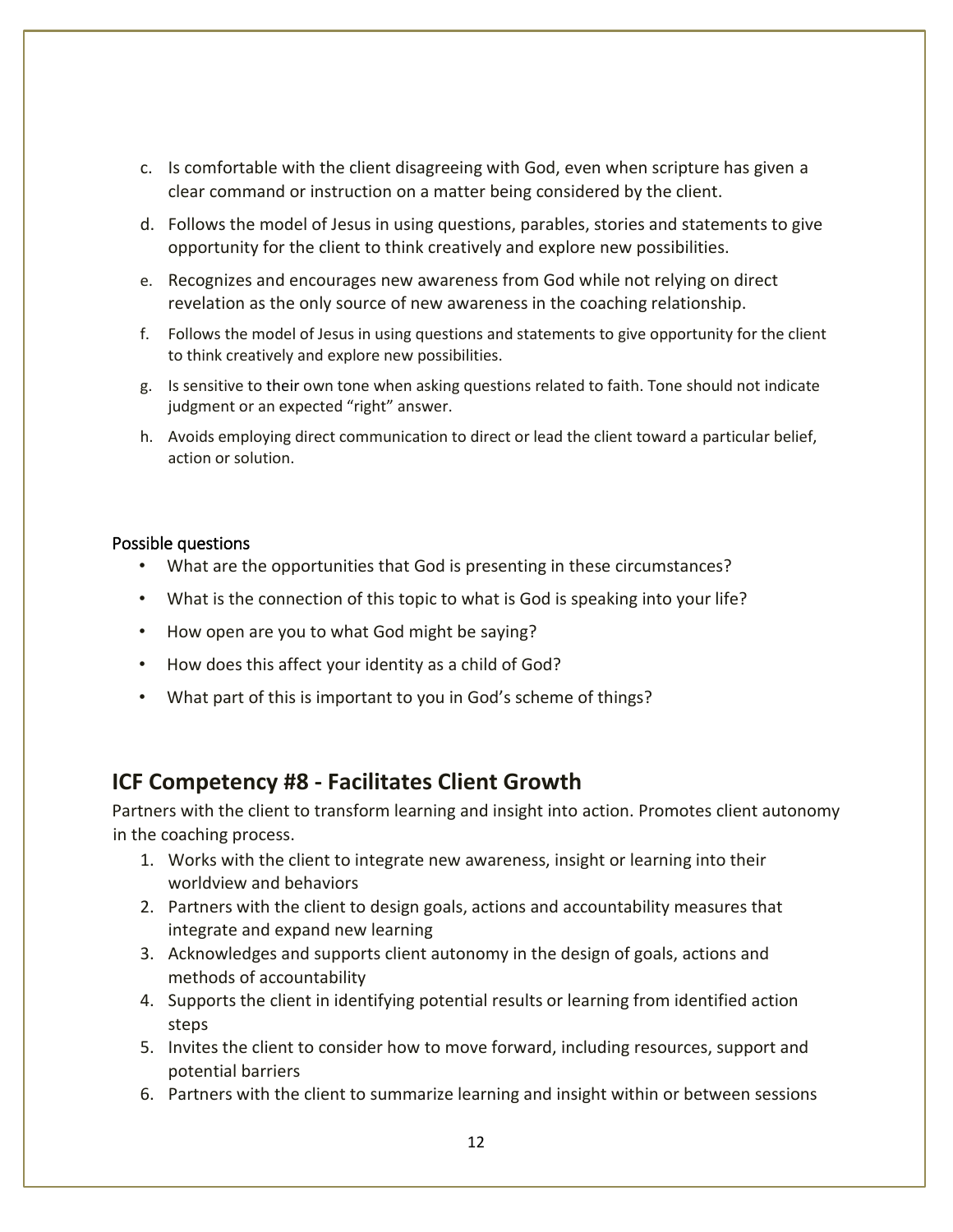c. Is comfortable with the client disagreeing with God, even when scripture has given a clear command or instruction on a matter being considered by the client.

d. Follows the model of Jesus in using questions, parables, stories and statements to give opportunity for the client to think creatively and explore new possibilities.

e. Recognizes and encourages new awareness from God while not relying on direct revelation as the only source of new awareness in the coaching relationship.

f. Follows the model of Jesus in using questions and statements to give opportunity for the client to think creatively and explore new possibilities.

g. Is sensitive to their own tone when asking questions related to faith. Tone should not indicate judgment or an expected "right" answer.

h. Avoids employing direct communication to direct or lead the client toward a particular belief, action or solution.

Possible questions

- What are the opportunities that God is presenting in these circumstances?
- What is the connection of this topic to what is God is speaking into your life?
- How open are you to what God might be saying?
- How does this affect your identity as a child of God?
- What part of this is important to you in God's scheme of things?

## ICF Competency #8 - Facilitates Client Growth

Partners with the client to transform learning and insight into action. Promotes client autonomy in the coaching process.

1. Works with the client to integrate new awareness, insight or learning into their worldview and behaviors
2. Partners with the client to design goals, actions and accountability measures that integrate and expand new learning
3. Acknowledges and supports client autonomy in the design of goals, actions and methods of accountability
4. Supports the client in identifying potential results or learning from identified action steps
5. Invites the client to consider how to move forward, including resources, support and potential barriers
6. Partners with the client to summarize learning and insight within or between sessions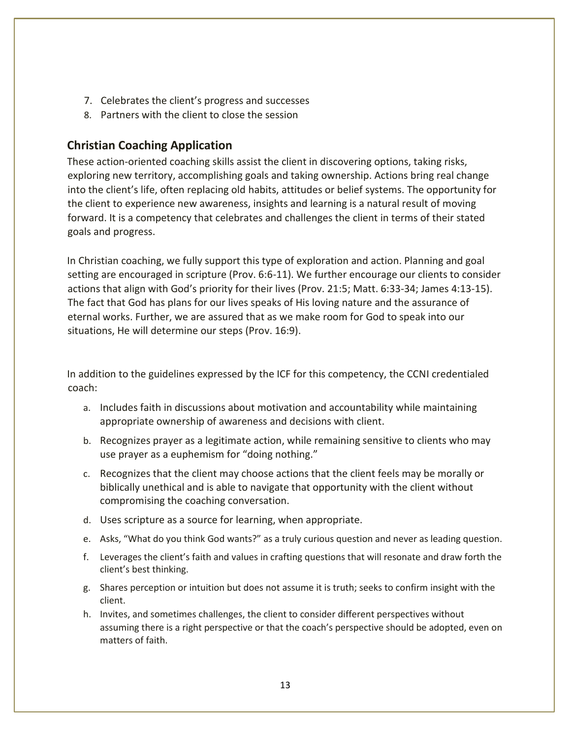7. Celebrates the client's progress and successes
8. Partners with the client to close the session

## Christian Coaching Application

These action-oriented coaching skills assist the client in discovering options, taking risks, exploring new territory, accomplishing goals and taking ownership. Actions bring real change into the client's life, often replacing old habits, attitudes or belief systems. The opportunity for the client to experience new awareness, insights and learning is a natural result of moving forward. It is a competency that celebrates and challenges the client in terms of their stated goals and progress.

In Christian coaching, we fully support this type of exploration and action. Planning and goal setting are encouraged in scripture (Prov. 6:6-11). We further encourage our clients to consider actions that align with God's priority for their lives (Prov. 21:5; Matt. 6:33-34; James 4:13-15). The fact that God has plans for our lives speaks of His loving nature and the assurance of eternal works. Further, we are assured that as we make room for God to speak into our situations, He will determine our steps (Prov. 16:9).

In addition to the guidelines expressed by the ICF for this competency, the CCNI credentialed coach:

a. Includes faith in discussions about motivation and accountability while maintaining appropriate ownership of awareness and decisions with client.
b. Recognizes prayer as a legitimate action, while remaining sensitive to clients who may use prayer as a euphemism for "doing nothing."
c. Recognizes that the client may choose actions that the client feels may be morally or biblically unethical and is able to navigate that opportunity with the client without compromising the coaching conversation.
d. Uses scripture as a source for learning, when appropriate.
e. Asks, "What do you think God wants?" as a truly curious question and never as leading question.
f. Leverages the client's faith and values in crafting questions that will resonate and draw forth the client's best thinking.
g. Shares perception or intuition but does not assume it is truth; seeks to confirm insight with the client.
h. Invites, and sometimes challenges, the client to consider different perspectives without assuming there is a right perspective or that the coach's perspective should be adopted, even on matters of faith.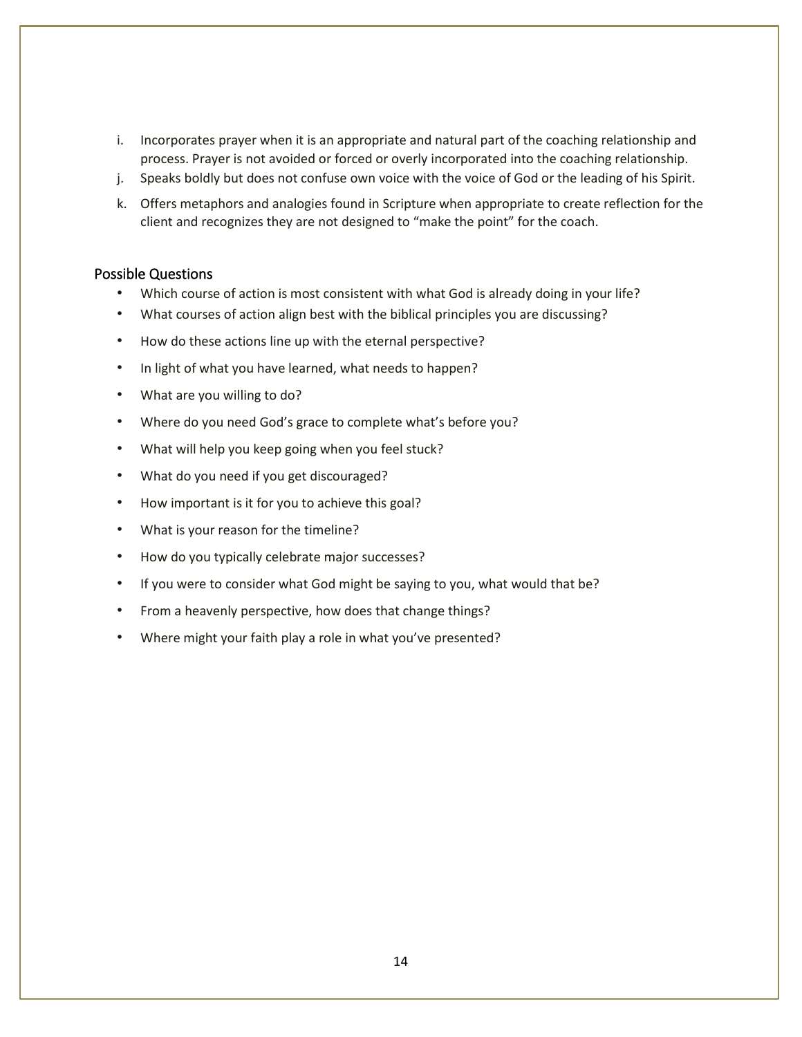i. Incorporates prayer when it is an appropriate and natural part of the coaching relationship and process. Prayer is not avoided or forced or overly incorporated into the coaching relationship.
j. Speaks boldly but does not confuse own voice with the voice of God or the leading of his Spirit.
k. Offers metaphors and analogies found in Scripture when appropriate to create reflection for the client and recognizes they are not designed to "make the point" for the coach.

### Possible Questions

- Which course of action is most consistent with what God is already doing in your life?
- What courses of action align best with the biblical principles you are discussing?
- How do these actions line up with the eternal perspective?
- In light of what you have learned, what needs to happen?
- What are you willing to do?
- Where do you need God's grace to complete what's before you?
- What will help you keep going when you feel stuck?
- What do you need if you get discouraged?
- How important is it for you to achieve this goal?
- What is your reason for the timeline?
- How do you typically celebrate major successes?
- If you were to consider what God might be saying to you, what would that be?
- From a heavenly perspective, how does that change things?
- Where might your faith play a role in what you've presented?